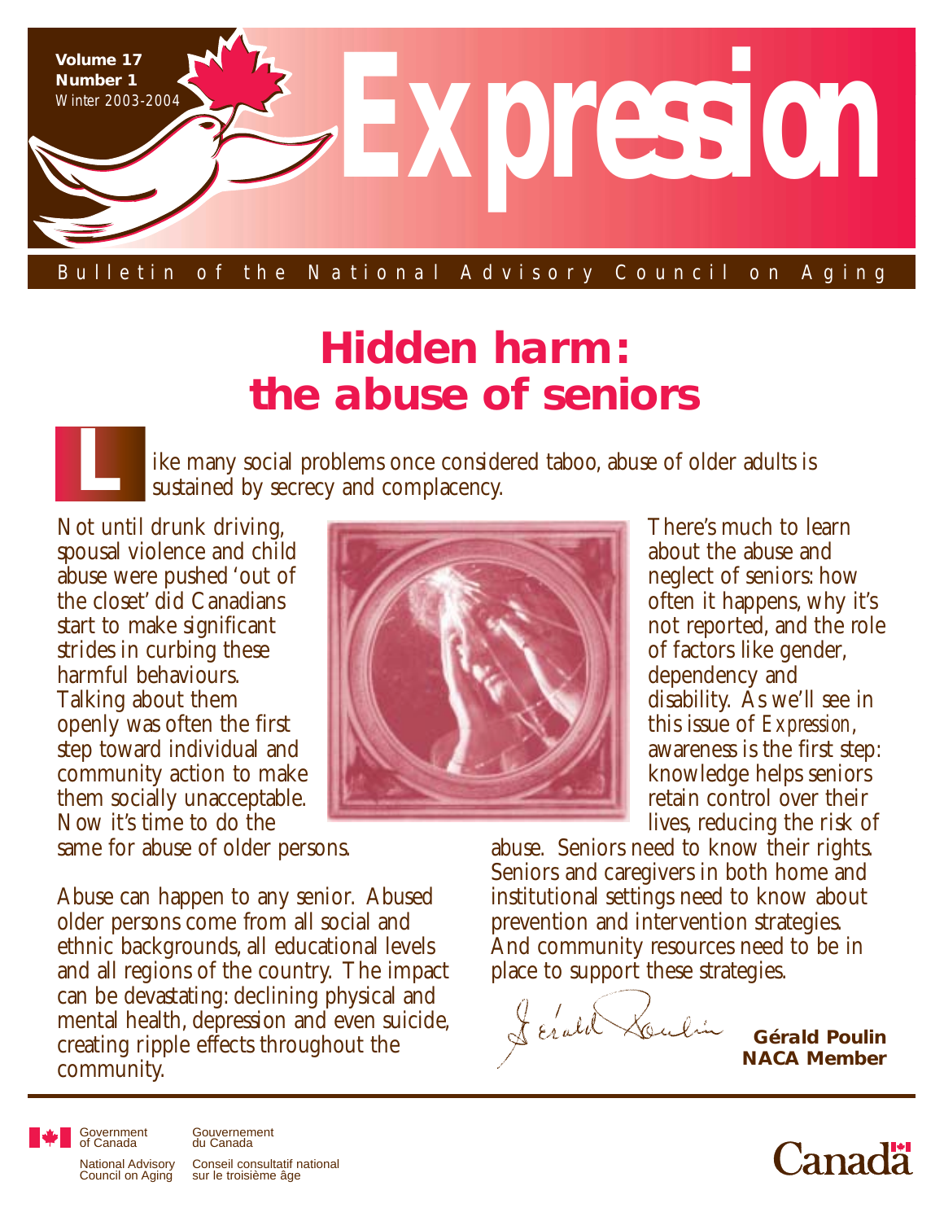Volume 17
Number 1
Winter 2003-2004

# Expression

Bulletin of the National Advisory Council on Aging

## Hidden harm: the abuse of seniors

Like many social problems once considered taboo, abuse of older adults is sustained by secrecy and complacency.

Not until drunk driving, spousal violence and child abuse were pushed 'out of the closet' did Canadians start to make significant strides in curbing these harmful behaviours. Talking about them openly was often the first step toward individual and community action to make them socially unacceptable. Now it's time to do the same for abuse of older persons.

Abuse can happen to any senior. Abused older persons come from all social and ethnic backgrounds, all educational levels and all regions of the country. The impact can be devastating: declining physical and mental health, depression and even suicide, creating ripple effects throughout the community.

There's much to learn about the abuse and neglect of seniors: how often it happens, why it's not reported, and the role of factors like gender, dependency and disability. As we'll see in this issue of *Expression*, awareness is the first step: knowledge helps seniors retain control over their lives, reducing the risk of abuse. Seniors need to know their rights. Seniors and caregivers in both home and institutional settings need to know about prevention and intervention strategies. And community resources need to be in place to support these strategies.

**Gérald Poulin**
**NACA Member**

Government of Canada / Gouvernement du Canada
National Advisory Council on Aging / Conseil consultatif national sur le troisième âge

Canada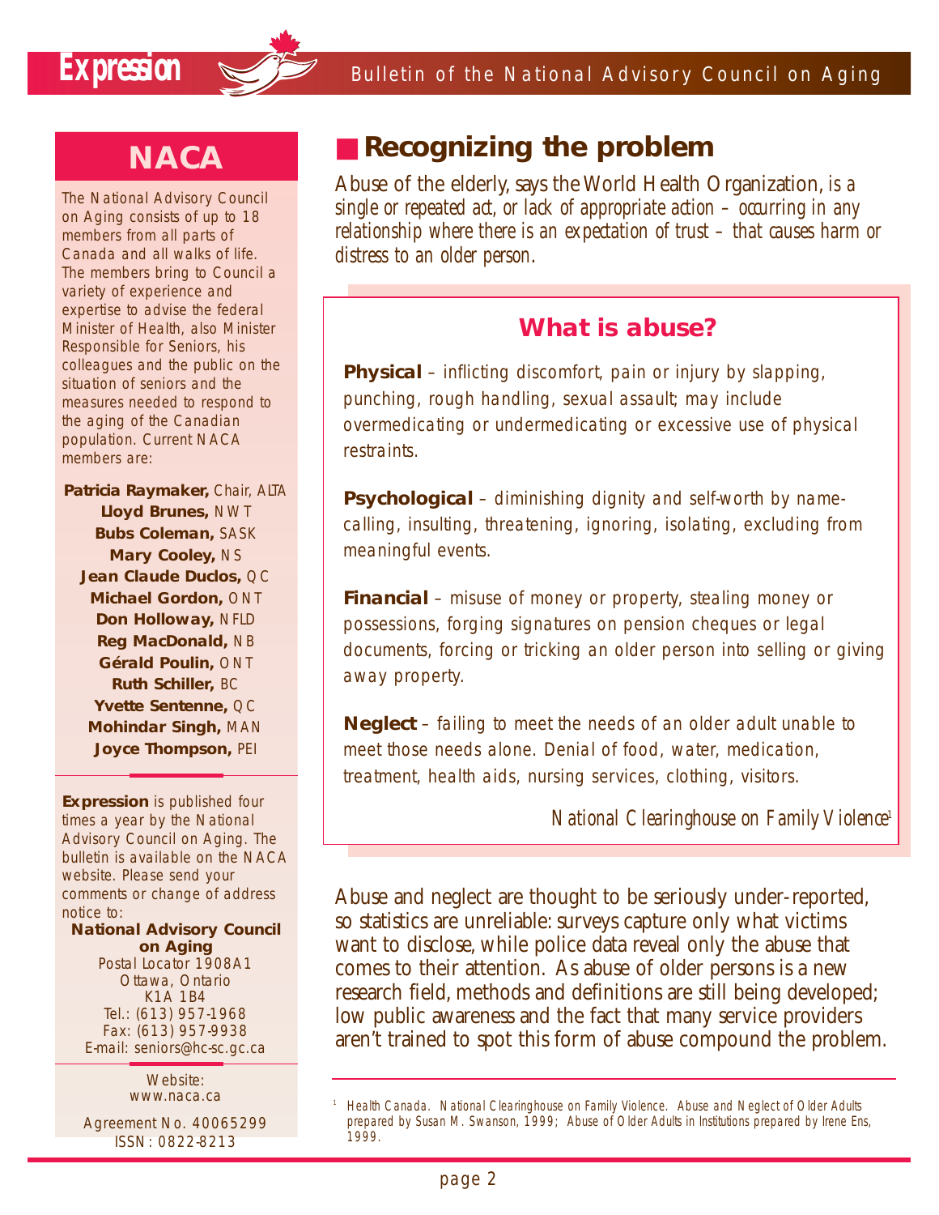## NACA

The National Advisory Council on Aging consists of up to 18 members from all parts of Canada and all walks of life. The members bring to Council a variety of experience and expertise to advise the federal Minister of Health, also Minister Responsible for Seniors, his colleagues and the public on the situation of seniors and the measures needed to respond to the aging of the Canadian population. Current NACA members are:

**Patricia Raymaker,** Chair, ALTA
**Lloyd Brunes,** NWT
**Bubs Coleman,** SASK
**Mary Cooley,** NS
**Jean Claude Duclos,** QC
**Michael Gordon,** ONT
**Don Holloway,** NFLD
**Reg MacDonald,** NB
**Gérald Poulin,** ONT
**Ruth Schiller,** BC
**Yvette Sentenne,** QC
**Mohindar Singh,** MAN
**Joyce Thompson,** PEI

**Expression** is published four times a year by the National Advisory Council on Aging. The bulletin is available on the NACA website. Please send your comments or change of address notice to:

**National Advisory Council on Aging**
Postal Locator 1908A1
Ottawa, Ontario
K1A 1B4
Tel.: (613) 957-1968
Fax: (613) 957-9938
E-mail: seniors@hc-sc.gc.ca

Website:
www.naca.ca

Agreement No. 40065299
ISSN: 0822-8213

## Recognizing the problem

Abuse of the elderly, says the World Health Organization, *is a single or repeated act, or lack of appropriate action – occurring in any relationship where there is an expectation of trust – that causes harm or distress to an older person.*

### What is abuse?

**Physical** – inflicting discomfort, pain or injury by slapping, punching, rough handling, sexual assault; may include overmedicating or undermedicating or excessive use of physical restraints.

**Psychological** – diminishing dignity and self-worth by name-calling, insulting, threatening, ignoring, isolating, excluding from meaningful events.

**Financial** – misuse of money or property, stealing money or possessions, forging signatures on pension cheques or legal documents, forcing or tricking an older person into selling or giving away property.

**Neglect** – failing to meet the needs of an older adult unable to meet those needs alone. Denial of food, water, medication, treatment, health aids, nursing services, clothing, visitors.

*National Clearinghouse on Family Violence*[1]

Abuse and neglect are thought to be seriously under-reported, so statistics are unreliable: surveys capture only what victims want to disclose, while police data reveal only the abuse that comes to their attention. As abuse of older persons is a new research field, methods and definitions are still being developed; low public awareness and the fact that many service providers aren't trained to spot this form of abuse compound the problem.

[1] Health Canada. National Clearinghouse on Family Violence. Abuse and Neglect of Older Adults prepared by Susan M. Swanson, 1999; Abuse of Older Adults in Institutions prepared by Irene Ens, 1999.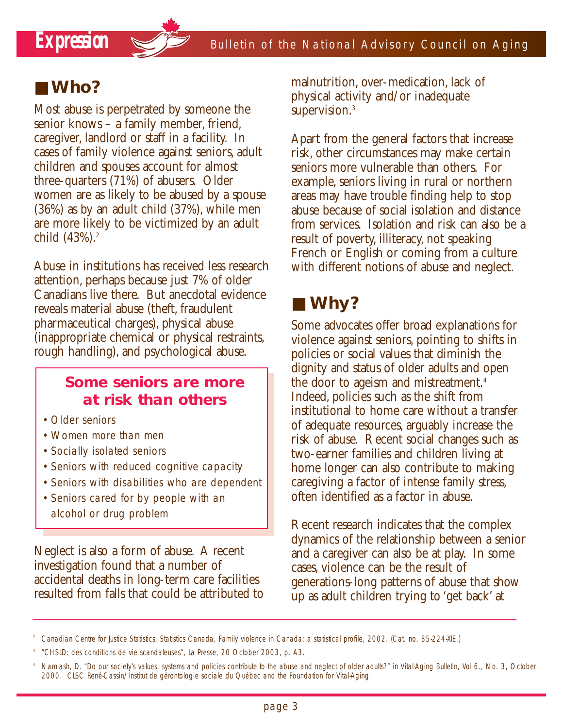## ■ Who?

Most abuse is perpetrated by someone the senior knows – a family member, friend, caregiver, landlord or staff in a facility. In cases of family violence against seniors, adult children and spouses account for almost three-quarters (71%) of abusers. Older women are as likely to be abused by a spouse (36%) as by an adult child (37%), while men are more likely to be victimized by an adult child (43%).[2]

Abuse in institutions has received less research attention, perhaps because just 7% of older Canadians live there. But anecdotal evidence reveals material abuse (theft, fraudulent pharmaceutical charges), physical abuse (inappropriate chemical or physical restraints, rough handling), and psychological abuse.

> **Some seniors are more at risk than others**
>
> - Older seniors
> - Women more than men
> - Socially isolated seniors
> - Seniors with reduced cognitive capacity
> - Seniors with disabilities who are dependent
> - Seniors cared for by people with an alcohol or drug problem

Neglect is also a form of abuse. A recent investigation found that a number of accidental deaths in long-term care facilities resulted from falls that could be attributed to malnutrition, over-medication, lack of physical activity and/or inadequate supervision.[3]

Apart from the general factors that increase risk, other circumstances may make certain seniors more vulnerable than others. For example, seniors living in rural or northern areas may have trouble finding help to stop abuse because of social isolation and distance from services. Isolation and risk can also be a result of poverty, illiteracy, not speaking French or English or coming from a culture with different notions of abuse and neglect.

## ■ Why?

Some advocates offer broad explanations for violence against seniors, pointing to shifts in policies or social values that diminish the dignity and status of older adults and open the door to ageism and mistreatment.[4] Indeed, policies such as the shift from institutional to home care without a transfer of adequate resources, arguably increase the risk of abuse. Recent social changes such as two-earner families and children living at home longer can also contribute to making caregiving a factor of intense family stress, often identified as a factor in abuse.

Recent research indicates that the complex dynamics of the relationship between a senior and a caregiver can also be at play. In some cases, violence can be the result of generations-long patterns of abuse that show up as adult children trying to 'get back' at

---

[2] Canadian Centre for Justice Statistics, Statistics Canada, *Family violence in Canada: a statistical profile, 2002*. (Cat. no. 85-224-XIE.)

[3] "CHSLD: des conditions de vie scandaleuses", *La Presse*, 20 October 2003, p. A3.

[4] Namiash, D. "Do our society's values, systems and policies contribute to the abuse and neglect of older adults?" in *Vital-Aging Bulletin*, Vol 6., No. 3, October 2000. CLSC René-Cassin/Institut de gérontologie sociale du Québec and the Foundation for Vital-Aging.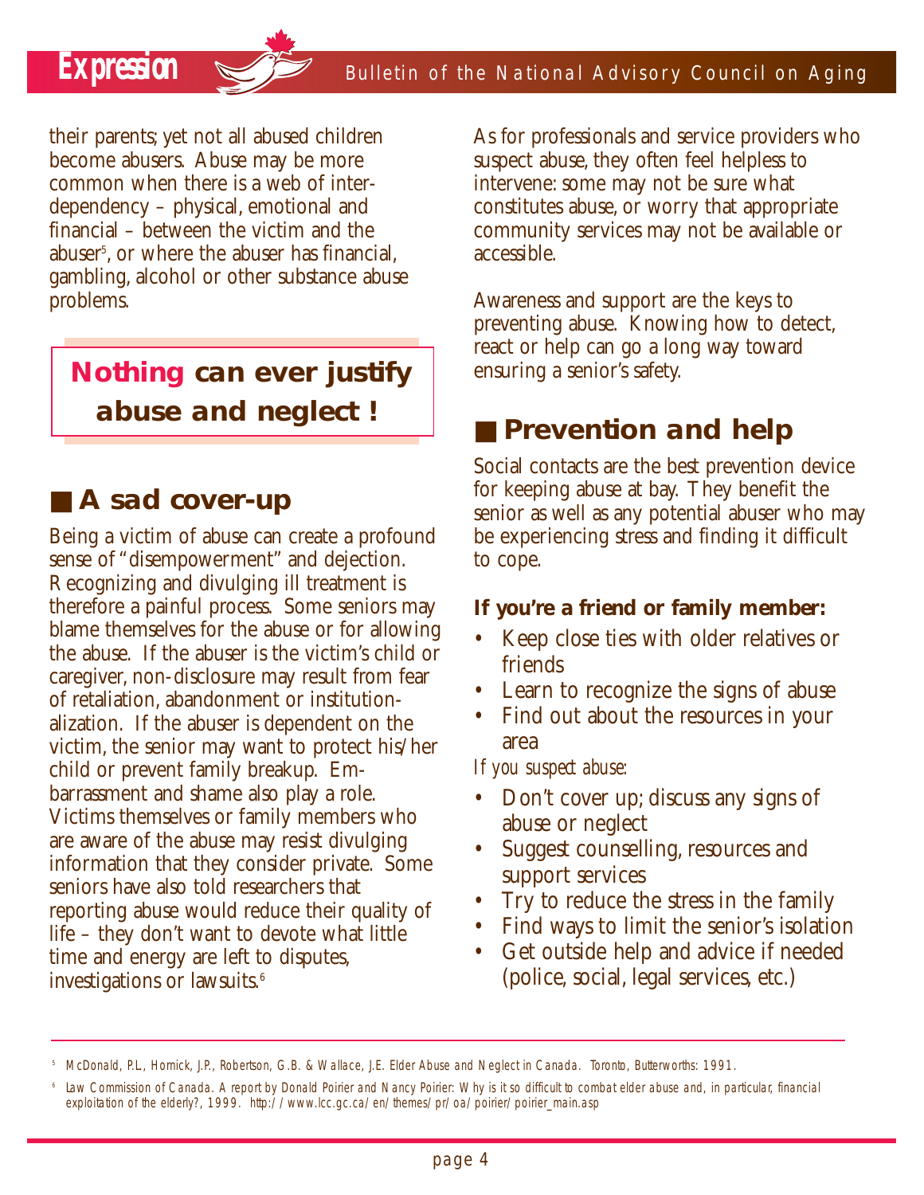their parents; yet not all abused children become abusers. Abuse may be more common when there is a web of interdependency – physical, emotional and financial – between the victim and the abuser[5], or where the abuser has financial, gambling, alcohol or other substance abuse problems.

**Nothing can ever justify abuse and neglect !**

## A sad cover-up

Being a victim of abuse can create a profound sense of "disempowerment" and dejection. Recognizing and divulging ill treatment is therefore a painful process. Some seniors may blame themselves for the abuse or for allowing the abuse. If the abuser is the victim's child or caregiver, non-disclosure may result from fear of retaliation, abandonment or institutionalization. If the abuser is dependent on the victim, the senior may want to protect his/her child or prevent family breakup. Embarrassment and shame also play a role. Victims themselves or family members who are aware of the abuse may resist divulging information that they consider private. Some seniors have also told researchers that reporting abuse would reduce their quality of life – they don't want to devote what little time and energy are left to disputes, investigations or lawsuits.[6]

As for professionals and service providers who suspect abuse, they often feel helpless to intervene: some may not be sure what constitutes abuse, or worry that appropriate community services may not be available or accessible.

Awareness and support are the keys to preventing abuse. Knowing how to detect, react or help can go a long way toward ensuring a senior's safety.

## Prevention and help

Social contacts are the best prevention device for keeping abuse at bay. They benefit the senior as well as any potential abuser who may be experiencing stress and finding it difficult to cope.

**If you're a friend or family member:**

- Keep close ties with older relatives or friends
- Learn to recognize the signs of abuse
- Find out about the resources in your area

*If you suspect abuse:*

- Don't cover up; discuss any signs of abuse or neglect
- Suggest counselling, resources and support services
- Try to reduce the stress in the family
- Find ways to limit the senior's isolation
- Get outside help and advice if needed (police, social, legal services, etc.)

---

[5] McDonald, P.L., Hornick, J.P., Robertson, G.B. & Wallace, J.E. Elder Abuse and Neglect in Canada. Toronto, Butterworths: 1991.

[6] Law Commission of Canada. A report by Donald Poirier and Nancy Poirier: Why is it so difficult to combat elder abuse and, in particular, financial exploitation of the elderly?, 1999. http://www.lcc.gc.ca/en/themes/pr/oa/poirier/poirier_main.asp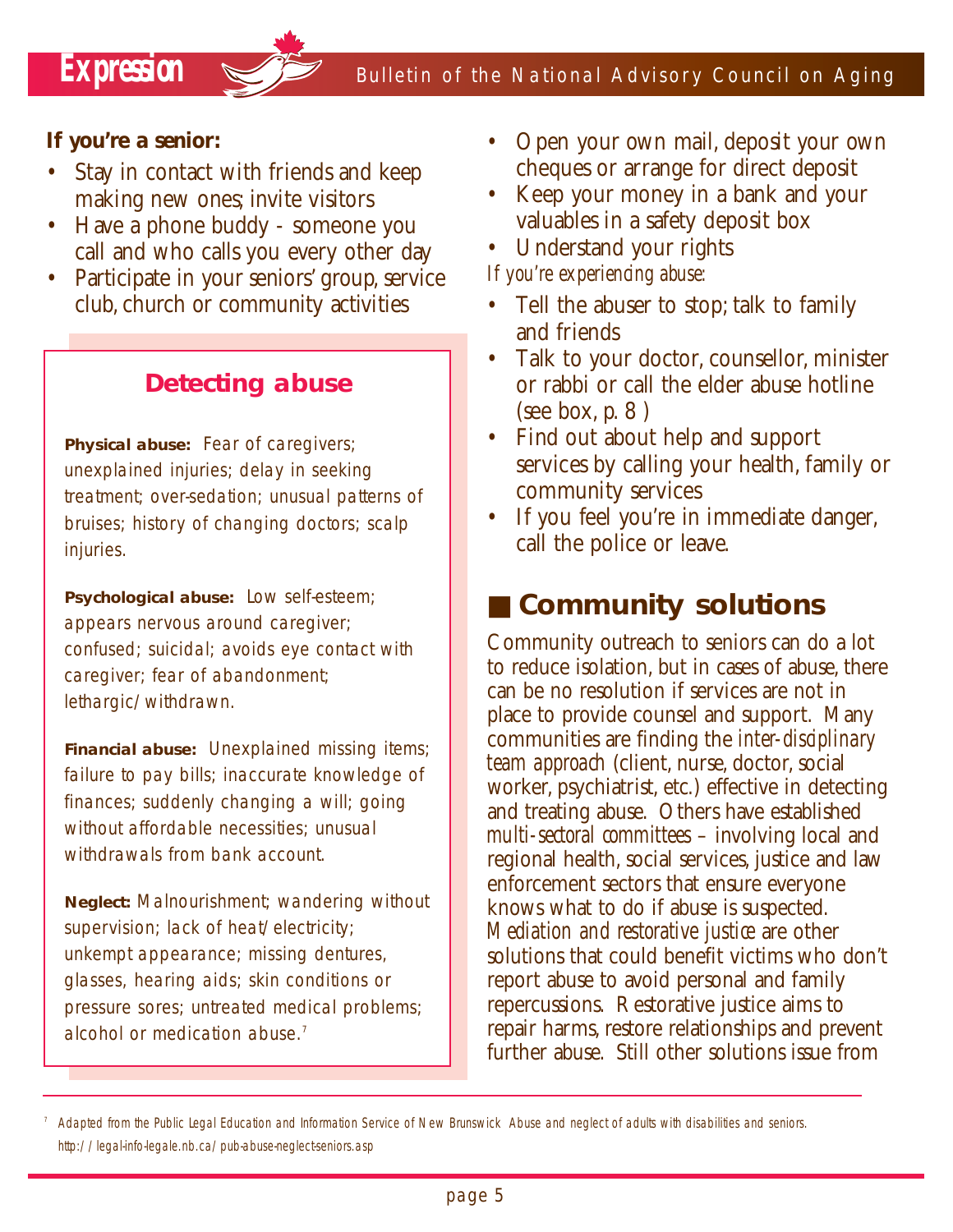**If you're a senior:**

- Stay in contact with friends and keep making new ones; invite visitors
- Have a phone buddy - someone you call and who calls you every other day
- Participate in your seniors' group, service club, church or community activities

### Detecting abuse

**Physical abuse:** Fear of caregivers; unexplained injuries; delay in seeking treatment; over-sedation; unusual patterns of bruises; history of changing doctors; scalp injuries.

**Psychological abuse:** Low self-esteem; appears nervous around caregiver; confused; suicidal; avoids eye contact with caregiver; fear of abandonment; lethargic/withdrawn.

**Financial abuse:** Unexplained missing items; failure to pay bills; inaccurate knowledge of finances; suddenly changing a will; going without affordable necessities; unusual withdrawals from bank account.

**Neglect:** Malnourishment; wandering without supervision; lack of heat/electricity; unkempt appearance; missing dentures, glasses, hearing aids; skin conditions or pressure sores; untreated medical problems; alcohol or medication abuse.[7]

- Open your own mail, deposit your own cheques or arrange for direct deposit
- Keep your money in a bank and your valuables in a safety deposit box
- Understand your rights

*If you're experiencing abuse:*

- Tell the abuser to stop; talk to family and friends
- Talk to your doctor, counsellor, minister or rabbi or call the elder abuse hotline (see box, p. 8 )
- Find out about help and support services by calling your health, family or community services
- If you feel you're in immediate danger, call the police or leave.

## ■ Community solutions

Community outreach to seniors can do a lot to reduce isolation, but in cases of abuse, there can be no resolution if services are not in place to provide counsel and support. Many communities are finding the *inter-disciplinary team approach* (client, nurse, doctor, social worker, psychiatrist, etc.) effective in detecting and treating abuse. Others have established *multi-sectoral committees* – involving local and regional health, social services, justice and law enforcement sectors that ensure everyone knows what to do if abuse is suspected. *Mediation and restorative justice* are other solutions that could benefit victims who don't report abuse to avoid personal and family repercussions. Restorative justice aims to repair harms, restore relationships and prevent further abuse. Still other solutions issue from

---

[7] Adapted from the Public Legal Education and Information Service of New Brunswick *Abuse and neglect of adults with disabilities and seniors.* http://legal-info-legale.nb.ca/pub-abuse-neglect-seniors.asp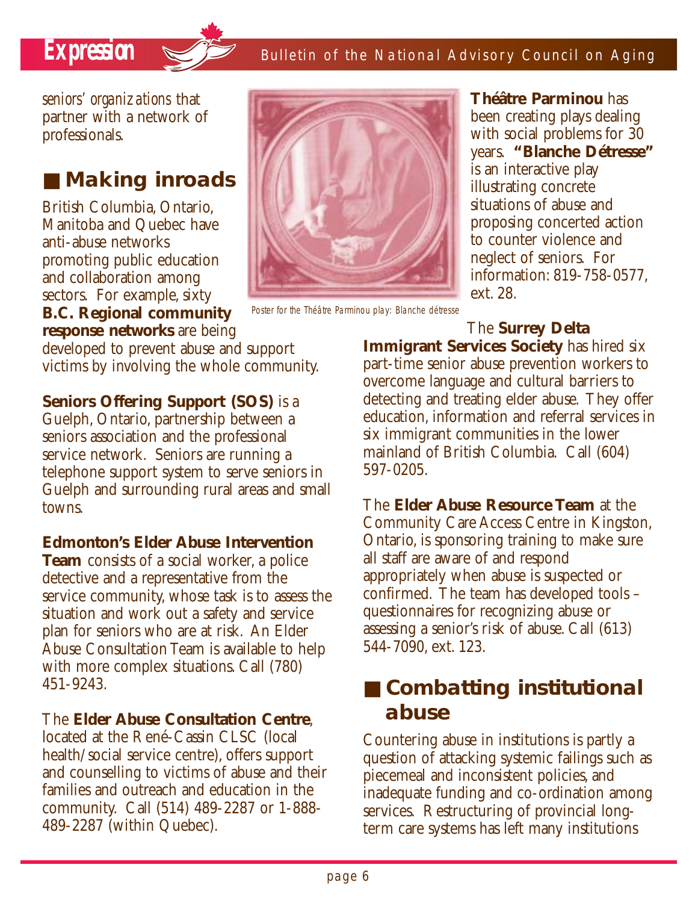*seniors' organizations* that partner with a network of professionals.

## ■ Making inroads

British Columbia, Ontario, Manitoba and Quebec have anti-abuse networks promoting public education and collaboration among sectors. For example, sixty **B.C. Regional community response networks** are being developed to prevent abuse and support victims by involving the whole community.

**Seniors Offering Support (SOS)** is a Guelph, Ontario, partnership between a seniors association and the professional service network. Seniors are running a telephone support system to serve seniors in Guelph and surrounding rural areas and small towns.

**Edmonton's Elder Abuse Intervention Team** consists of a social worker, a police detective and a representative from the service community, whose task is to assess the situation and work out a safety and service plan for seniors who are at risk. An Elder Abuse Consultation Team is available to help with more complex situations. Call (780) 451-9243.

The **Elder Abuse Consultation Centre**, located at the René-Cassin CLSC (local health/social service centre), offers support and counselling to victims of abuse and their families and outreach and education in the community. Call (514) 489-2287 or 1-888-489-2287 (within Quebec).

*Poster for the Théâtre Parminou play: Blanche détresse*

**Théâtre Parminou** has been creating plays dealing with social problems for 30 years. **"Blanche Détresse"** is an interactive play illustrating concrete situations of abuse and proposing concerted action to counter violence and neglect of seniors. For information: 819-758-0577, ext. 28.

The **Surrey Delta Immigrant Services Society** has hired six part-time senior abuse prevention workers to overcome language and cultural barriers to detecting and treating elder abuse. They offer education, information and referral services in six immigrant communities in the lower mainland of British Columbia. Call (604) 597-0205.

The **Elder Abuse Resource Team** at the Community Care Access Centre in Kingston, Ontario, is sponsoring training to make sure all staff are aware of and respond appropriately when abuse is suspected or confirmed. The team has developed tools – questionnaires for recognizing abuse or assessing a senior's risk of abuse. Call (613) 544-7090, ext. 123.

## ■ Combatting institutional abuse

Countering abuse in institutions is partly a question of attacking systemic failings such as piecemeal and inconsistent policies, and inadequate funding and co-ordination among services. Restructuring of provincial long-term care systems has left many institutions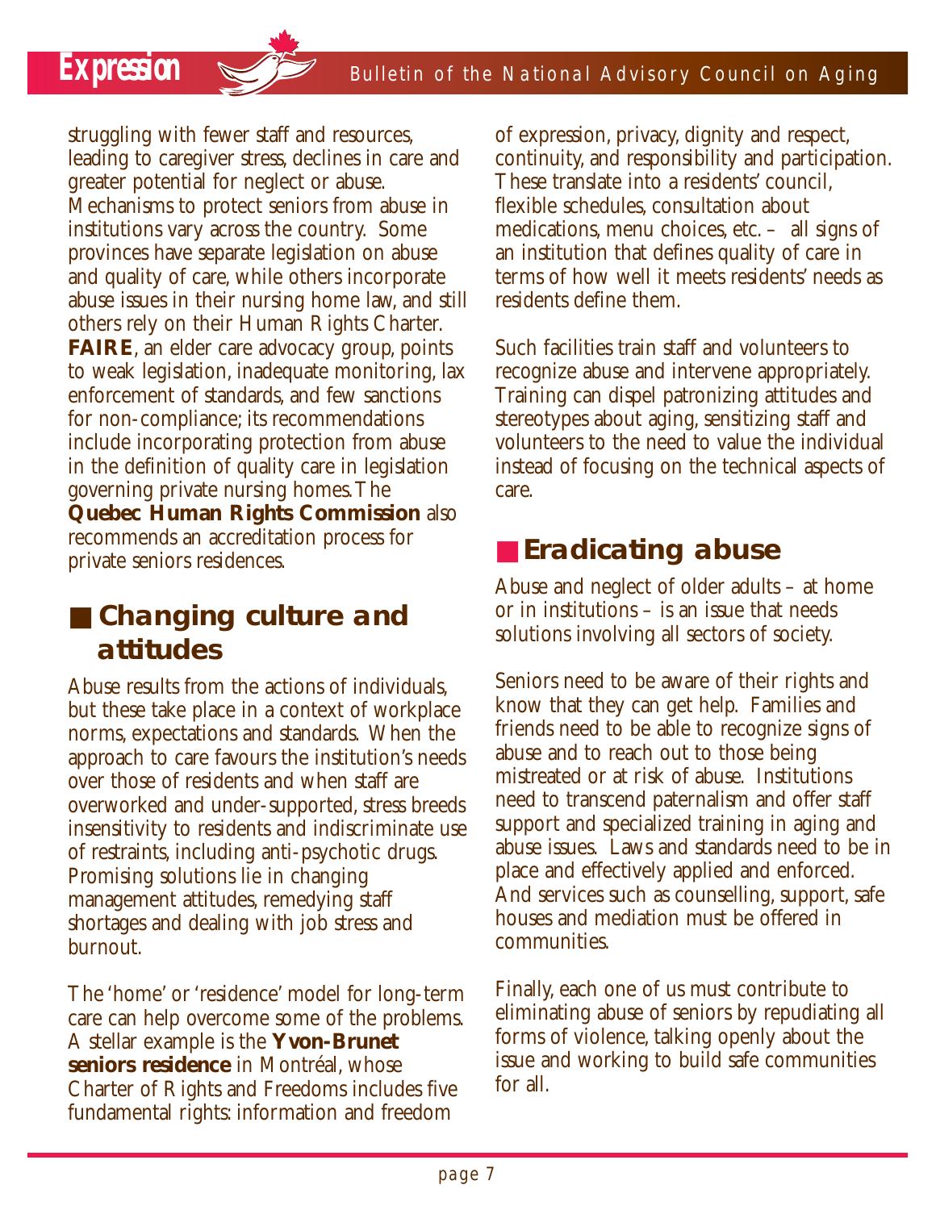struggling with fewer staff and resources, leading to caregiver stress, declines in care and greater potential for neglect or abuse. Mechanisms to protect seniors from abuse in institutions vary across the country. Some provinces have separate legislation on abuse and quality of care, while others incorporate abuse issues in their nursing home law, and still others rely on their Human Rights Charter. **FAIRE**, an elder care advocacy group, points to weak legislation, inadequate monitoring, lax enforcement of standards, and few sanctions for non-compliance; its recommendations include incorporating protection from abuse in the definition of quality care in legislation governing private nursing homes. The **Quebec Human Rights Commission** also recommends an accreditation process for private seniors residences.

## Changing culture and attitudes

Abuse results from the actions of individuals, but these take place in a context of workplace norms, expectations and standards. When the approach to care favours the institution's needs over those of residents and when staff are overworked and under-supported, stress breeds insensitivity to residents and indiscriminate use of restraints, including anti-psychotic drugs. Promising solutions lie in changing management attitudes, remedying staff shortages and dealing with job stress and burnout.

The 'home' or 'residence' model for long-term care can help overcome some of the problems. A stellar example is the **Yvon-Brunet seniors residence** in Montréal, whose Charter of Rights and Freedoms includes five fundamental rights: information and freedom of expression, privacy, dignity and respect, continuity, and responsibility and participation. These translate into a residents' council, flexible schedules, consultation about medications, menu choices, etc. – all signs of an institution that defines quality of care in terms of how well it meets residents' needs as residents define them.

Such facilities train staff and volunteers to recognize abuse and intervene appropriately. Training can dispel patronizing attitudes and stereotypes about aging, sensitizing staff and volunteers to the need to value the individual instead of focusing on the technical aspects of care.

## Eradicating abuse

Abuse and neglect of older adults – at home or in institutions – is an issue that needs solutions involving all sectors of society.

Seniors need to be aware of their rights and know that they can get help. Families and friends need to be able to recognize signs of abuse and to reach out to those being mistreated or at risk of abuse. Institutions need to transcend paternalism and offer staff support and specialized training in aging and abuse issues. Laws and standards need to be in place and effectively applied and enforced. And services such as counselling, support, safe houses and mediation must be offered in communities.

Finally, each one of us must contribute to eliminating abuse of seniors by repudiating all forms of violence, talking openly about the issue and working to build safe communities for all.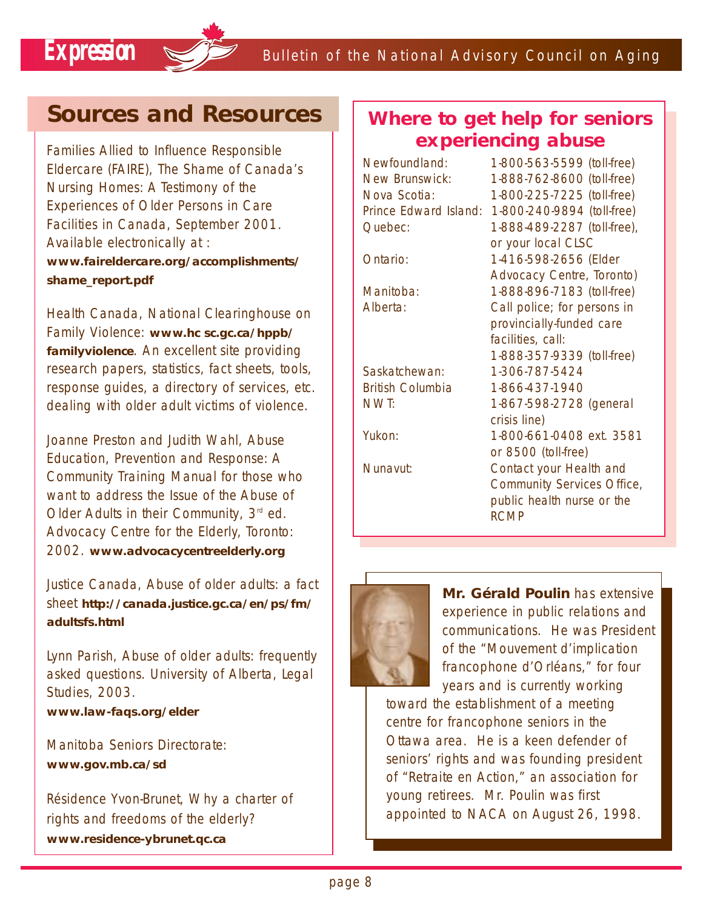## Sources and Resources

Families Allied to Influence Responsible Eldercare (FAIRE), The Shame of Canada's Nursing Homes: A Testimony of the Experiences of Older Persons in Care Facilities in Canada, September 2001. Available electronically at : **www.faireldercare.org/accomplishments/shame_report.pdf**

Health Canada, National Clearinghouse on Family Violence: **www.hc sc.gc.ca/hppb/familyviolence**. An excellent site providing research papers, statistics, fact sheets, tools, response guides, a directory of services, etc. dealing with older adult victims of violence.

Joanne Preston and Judith Wahl, Abuse Education, Prevention and Response: A Community Training Manual for those who want to address the Issue of the Abuse of Older Adults in their Community, 3rd ed. Advocacy Centre for the Elderly, Toronto: 2002. **www.advocacycentreelderly.org**

Justice Canada, Abuse of older adults: a fact sheet **http://canada.justice.gc.ca/en/ps/fm/adultsfs.html**

Lynn Parish, Abuse of older adults: frequently asked questions. University of Alberta, Legal Studies, 2003. **www.law-faqs.org/elder**

Manitoba Seniors Directorate: **www.gov.mb.ca/sd**

Résidence Yvon-Brunet, Why a charter of rights and freedoms of the elderly? **www.residence-ybrunet.qc.ca**

## Where to get help for seniors experiencing abuse

| | |
|---|---|
| Newfoundland: | 1-800-563-5599 (toll-free) |
| New Brunswick: | 1-888-762-8600 (toll-free) |
| Nova Scotia: | 1-800-225-7225 (toll-free) |
| Prince Edward Island: | 1-800-240-9894 (toll-free) |
| Quebec: | 1-888-489-2287 (toll-free), or your local CLSC |
| Ontario: | 1-416-598-2656 (Elder Advocacy Centre, Toronto) |
| Manitoba: | 1-888-896-7183 (toll-free) |
| Alberta: | Call police; for persons in provincially-funded care facilities, call: 1-888-357-9339 (toll-free) |
| Saskatchewan: | 1-306-787-5424 |
| British Columbia | 1-866-437-1940 |
| NWT: | 1-867-598-2728 (general crisis line) |
| Yukon: | 1-800-661-0408 ext. 3581 or 8500 (toll-free) |
| Nunavut: | Contact your Health and Community Services Office, public health nurse or the RCMP |

**Mr. Gérald Poulin** has extensive experience in public relations and communications. He was President of the "Mouvement d'implication francophone d'Orléans," for four years and is currently working toward the establishment of a meeting centre for francophone seniors in the Ottawa area. He is a keen defender of seniors' rights and was founding president of "Retraite en Action," an association for young retirees. Mr. Poulin was first appointed to NACA on August 26, 1998.